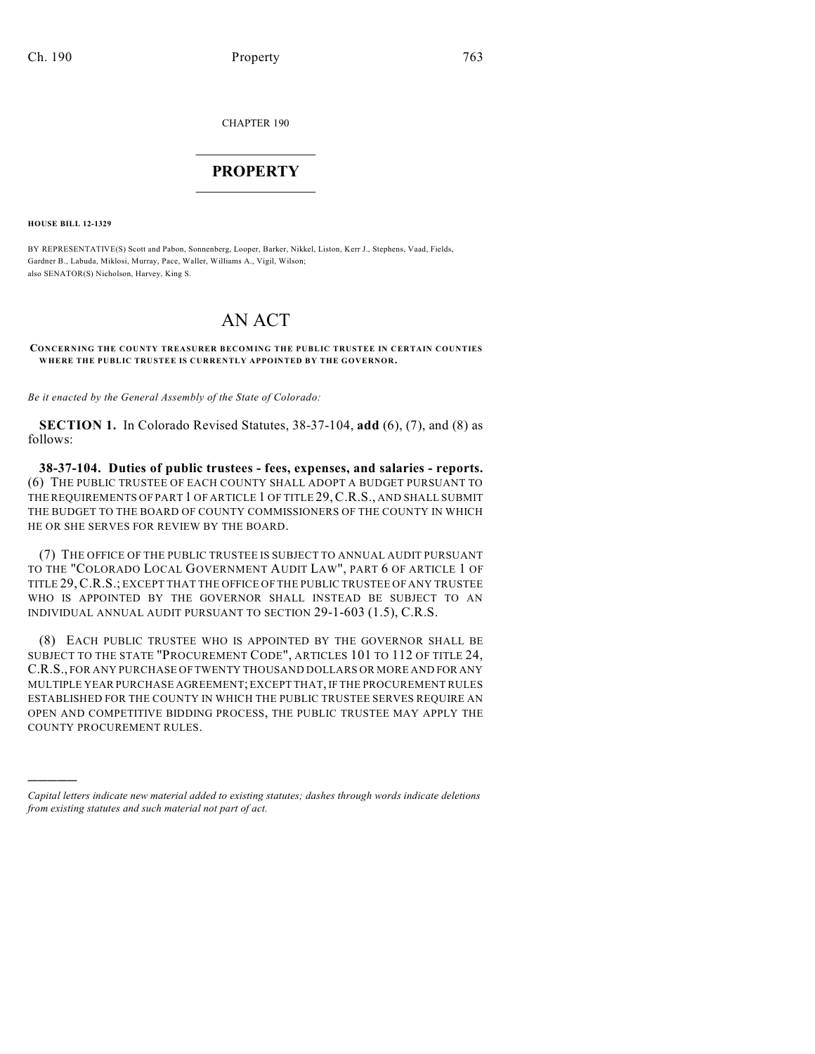CHAPTER 190

# PROPERTY

**HOUSE BILL 12-1329**

BY REPRESENTATIVE(S) Scott and Pabon, Sonnenberg, Looper, Barker, Nikkel, Liston, Kerr J., Stephens, Vaad, Fields, Gardner B., Labuda, Miklosi, Murray, Pace, Waller, Williams A., Vigil, Wilson;
also SENATOR(S) Nicholson, Harvey, King S.

# AN ACT

**CONCERNING THE COUNTY TREASURER BECOMING THE PUBLIC TRUSTEE IN CERTAIN COUNTIES WHERE THE PUBLIC TRUSTEE IS CURRENTLY APPOINTED BY THE GOVERNOR.**

*Be it enacted by the General Assembly of the State of Colorado:*

**SECTION 1.** In Colorado Revised Statutes, 38-37-104, **add** (6), (7), and (8) as follows:

**38-37-104. Duties of public trustees - fees, expenses, and salaries - reports.** (6) THE PUBLIC TRUSTEE OF EACH COUNTY SHALL ADOPT A BUDGET PURSUANT TO THE REQUIREMENTS OF PART 1 OF ARTICLE 1 OF TITLE 29, C.R.S., AND SHALL SUBMIT THE BUDGET TO THE BOARD OF COUNTY COMMISSIONERS OF THE COUNTY IN WHICH HE OR SHE SERVES FOR REVIEW BY THE BOARD.

(7) THE OFFICE OF THE PUBLIC TRUSTEE IS SUBJECT TO ANNUAL AUDIT PURSUANT TO THE "COLORADO LOCAL GOVERNMENT AUDIT LAW", PART 6 OF ARTICLE 1 OF TITLE 29, C.R.S.; EXCEPT THAT THE OFFICE OF THE PUBLIC TRUSTEE OF ANY TRUSTEE WHO IS APPOINTED BY THE GOVERNOR SHALL INSTEAD BE SUBJECT TO AN INDIVIDUAL ANNUAL AUDIT PURSUANT TO SECTION 29-1-603 (1.5), C.R.S.

(8) EACH PUBLIC TRUSTEE WHO IS APPOINTED BY THE GOVERNOR SHALL BE SUBJECT TO THE STATE "PROCUREMENT CODE", ARTICLES 101 TO 112 OF TITLE 24, C.R.S., FOR ANY PURCHASE OF TWENTY THOUSAND DOLLARS OR MORE AND FOR ANY MULTIPLE YEAR PURCHASE AGREEMENT; EXCEPT THAT, IF THE PROCUREMENT RULES ESTABLISHED FOR THE COUNTY IN WHICH THE PUBLIC TRUSTEE SERVES REQUIRE AN OPEN AND COMPETITIVE BIDDING PROCESS, THE PUBLIC TRUSTEE MAY APPLY THE COUNTY PROCUREMENT RULES.

---

*Capital letters indicate new material added to existing statutes; dashes through words indicate deletions from existing statutes and such material not part of act.*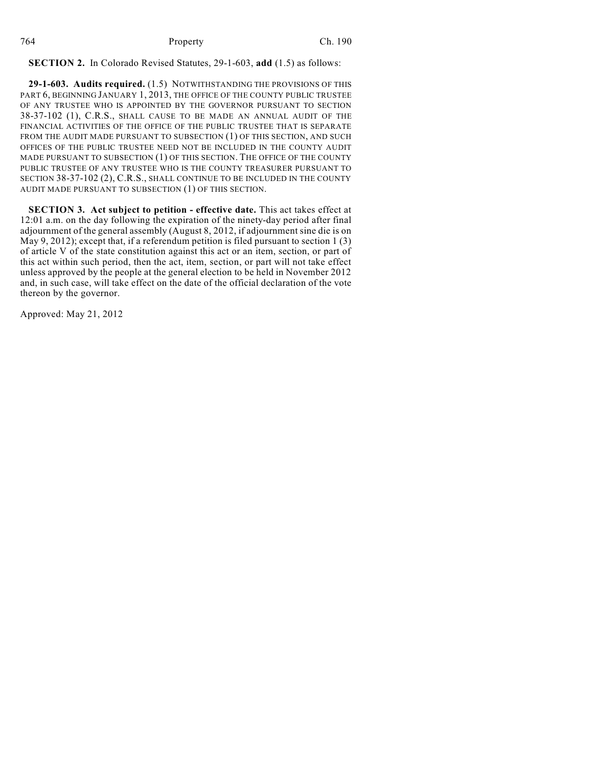**SECTION 2.** In Colorado Revised Statutes, 29-1-603, **add** (1.5) as follows:

**29-1-603. Audits required.** (1.5) NOTWITHSTANDING THE PROVISIONS OF THIS PART 6, BEGINNING JANUARY 1, 2013, THE OFFICE OF THE COUNTY PUBLIC TRUSTEE OF ANY TRUSTEE WHO IS APPOINTED BY THE GOVERNOR PURSUANT TO SECTION 38-37-102 (1), C.R.S., SHALL CAUSE TO BE MADE AN ANNUAL AUDIT OF THE FINANCIAL ACTIVITIES OF THE OFFICE OF THE PUBLIC TRUSTEE THAT IS SEPARATE FROM THE AUDIT MADE PURSUANT TO SUBSECTION (1) OF THIS SECTION, AND SUCH OFFICES OF THE PUBLIC TRUSTEE NEED NOT BE INCLUDED IN THE COUNTY AUDIT MADE PURSUANT TO SUBSECTION (1) OF THIS SECTION. THE OFFICE OF THE COUNTY PUBLIC TRUSTEE OF ANY TRUSTEE WHO IS THE COUNTY TREASURER PURSUANT TO SECTION 38-37-102 (2), C.R.S., SHALL CONTINUE TO BE INCLUDED IN THE COUNTY AUDIT MADE PURSUANT TO SUBSECTION (1) OF THIS SECTION.

**SECTION 3. Act subject to petition - effective date.** This act takes effect at 12:01 a.m. on the day following the expiration of the ninety-day period after final adjournment of the general assembly (August 8, 2012, if adjournment sine die is on May 9, 2012); except that, if a referendum petition is filed pursuant to section 1 (3) of article V of the state constitution against this act or an item, section, or part of this act within such period, then the act, item, section, or part will not take effect unless approved by the people at the general election to be held in November 2012 and, in such case, will take effect on the date of the official declaration of the vote thereon by the governor.

Approved: May 21, 2012